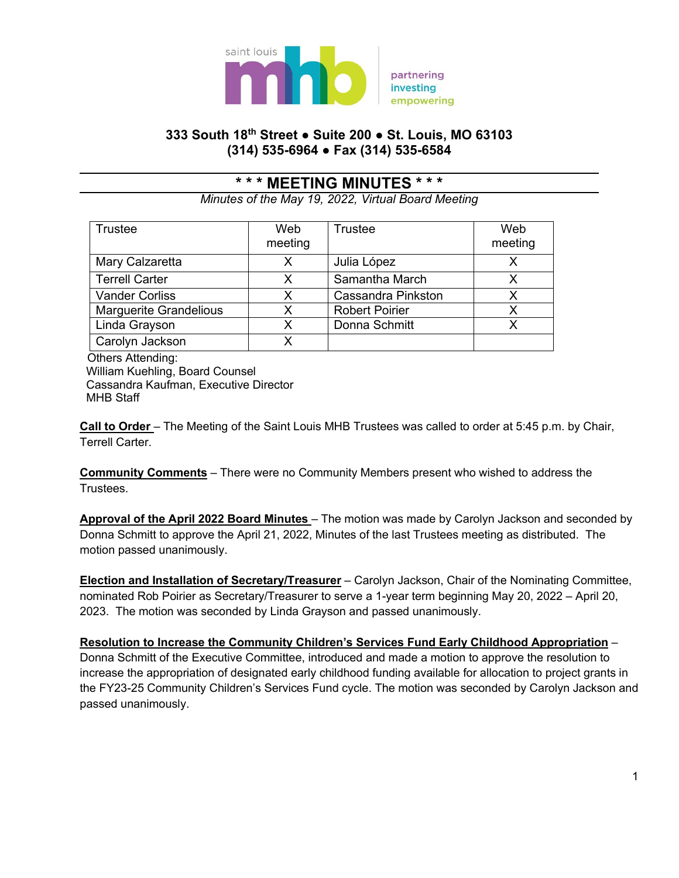saint louis mhb

partnering
investing
empowering

**333 South 18th Street ● Suite 200 ● St. Louis, MO 63103**
**(314) 535-6964 ● Fax (314) 535-6584**

# * * * MEETING MINUTES * * *

*Minutes of the May 19, 2022, Virtual Board Meeting*

| Trustee | Web meeting | Trustee | Web meeting |
|---|---|---|---|
| Mary Calzaretta | X | Julia López | X |
| Terrell Carter | X | Samantha March | X |
| Vander Corliss | X | Cassandra Pinkston | X |
| Marguerite Grandelious | X | Robert Poirier | X |
| Linda Grayson | X | Donna Schmitt | X |
| Carolyn Jackson | X | | |

Others Attending:
William Kuehling, Board Counsel
Cassandra Kaufman, Executive Director
MHB Staff

**Call to Order** – The Meeting of the Saint Louis MHB Trustees was called to order at 5:45 p.m. by Chair, Terrell Carter.

**Community Comments** – There were no Community Members present who wished to address the Trustees.

**Approval of the April 2022 Board Minutes** – The motion was made by Carolyn Jackson and seconded by Donna Schmitt to approve the April 21, 2022, Minutes of the last Trustees meeting as distributed. The motion passed unanimously.

**Election and Installation of Secretary/Treasurer** – Carolyn Jackson, Chair of the Nominating Committee, nominated Rob Poirier as Secretary/Treasurer to serve a 1-year term beginning May 20, 2022 – April 20, 2023. The motion was seconded by Linda Grayson and passed unanimously.

**Resolution to Increase the Community Children's Services Fund Early Childhood Appropriation** – Donna Schmitt of the Executive Committee, introduced and made a motion to approve the resolution to increase the appropriation of designated early childhood funding available for allocation to project grants in the FY23-25 Community Children's Services Fund cycle. The motion was seconded by Carolyn Jackson and passed unanimously.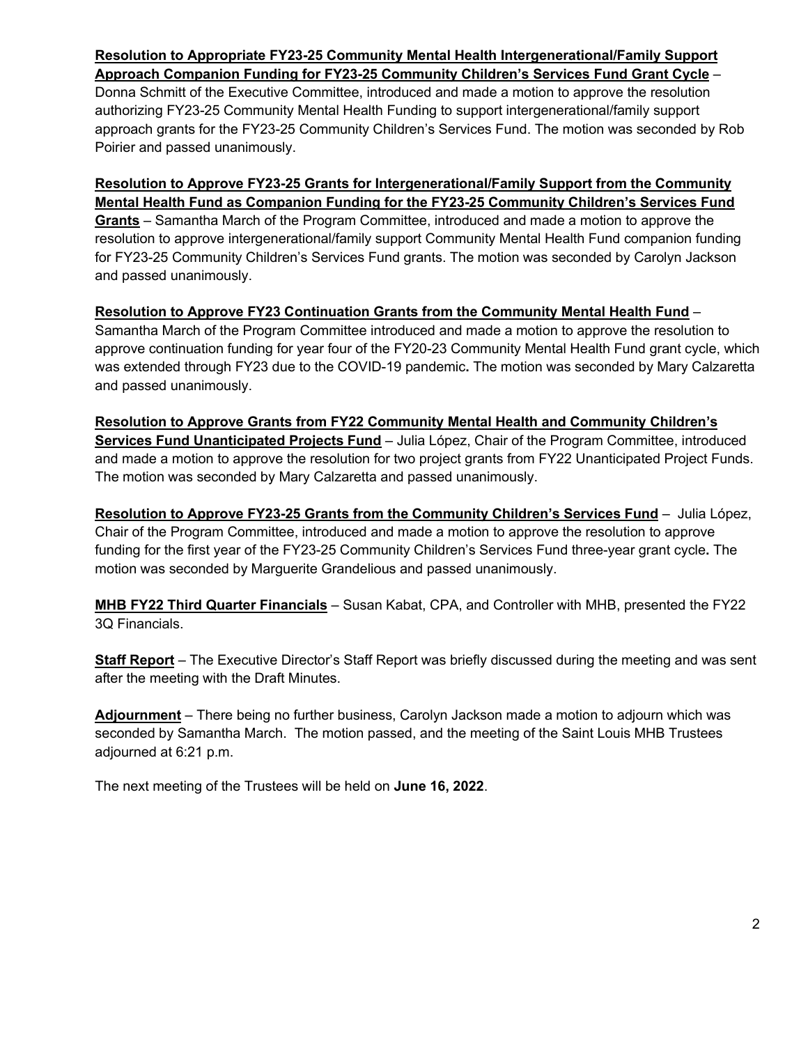**<u>Resolution to Appropriate FY23-25 Community Mental Health Intergenerational/Family Support Approach Companion Funding for FY23-25 Community Children's Services Fund Grant Cycle</u>** – Donna Schmitt of the Executive Committee, introduced and made a motion to approve the resolution authorizing FY23-25 Community Mental Health Funding to support intergenerational/family support approach grants for the FY23-25 Community Children's Services Fund. The motion was seconded by Rob Poirier and passed unanimously.

**<u>Resolution to Approve FY23-25 Grants for Intergenerational/Family Support from the Community Mental Health Fund as Companion Funding for the FY23-25 Community Children's Services Fund Grants</u>** – Samantha March of the Program Committee, introduced and made a motion to approve the resolution to approve intergenerational/family support Community Mental Health Fund companion funding for FY23-25 Community Children's Services Fund grants. The motion was seconded by Carolyn Jackson and passed unanimously.

**<u>Resolution to Approve FY23 Continuation Grants from the Community Mental Health Fund</u>** – Samantha March of the Program Committee introduced and made a motion to approve the resolution to approve continuation funding for year four of the FY20-23 Community Mental Health Fund grant cycle, which was extended through FY23 due to the COVID-19 pandemic. The motion was seconded by Mary Calzaretta and passed unanimously.

**<u>Resolution to Approve Grants from FY22 Community Mental Health and Community Children's Services Fund Unanticipated Projects Fund</u>** – Julia López, Chair of the Program Committee, introduced and made a motion to approve the resolution for two project grants from FY22 Unanticipated Project Funds. The motion was seconded by Mary Calzaretta and passed unanimously.

**<u>Resolution to Approve FY23-25 Grants from the Community Children's Services Fund</u>** – Julia López, Chair of the Program Committee, introduced and made a motion to approve the resolution to approve funding for the first year of the FY23-25 Community Children's Services Fund three-year grant cycle. The motion was seconded by Marguerite Grandelious and passed unanimously.

**<u>MHB FY22 Third Quarter Financials</u>** – Susan Kabat, CPA, and Controller with MHB, presented the FY22 3Q Financials.

**<u>Staff Report</u>** – The Executive Director's Staff Report was briefly discussed during the meeting and was sent after the meeting with the Draft Minutes.

**<u>Adjournment</u>** – There being no further business, Carolyn Jackson made a motion to adjourn which was seconded by Samantha March. The motion passed, and the meeting of the Saint Louis MHB Trustees adjourned at 6:21 p.m.

The next meeting of the Trustees will be held on **June 16, 2022**.